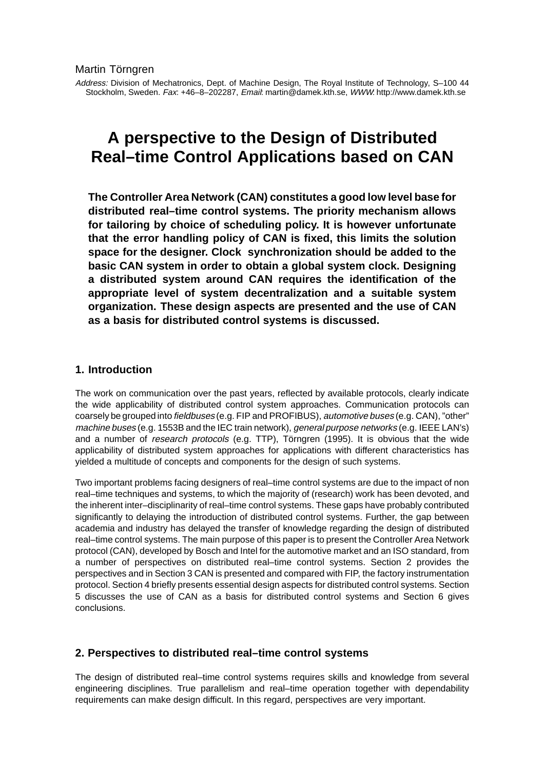Martin Törngren

*Address:* Division of Mechatronics, Dept. of Machine Design, The Royal Institute of Technology, S–100 44 Stockholm, Sweden. *Fax*: +46–8–202287, *Email*: martin@damek.kth.se, *WWW*: http://www.damek.kth.se

# A perspective to the Design of Distributed Real–time Control Applications based on CAN

**The Controller Area Network (CAN) constitutes a good low level base for distributed real–time control systems. The priority mechanism allows for tailoring by choice of scheduling policy. It is however unfortunate that the error handling policy of CAN is fixed, this limits the solution space for the designer. Clock synchronization should be added to the basic CAN system in order to obtain a global system clock. Designing a distributed system around CAN requires the identification of the appropriate level of system decentralization and a suitable system organization. These design aspects are presented and the use of CAN as a basis for distributed control systems is discussed.**

## 1. Introduction

The work on communication over the past years, reflected by available protocols, clearly indicate the wide applicability of distributed control system approaches. Communication protocols can coarsely be grouped into *fieldbuses* (e.g. FIP and PROFIBUS), *automotive buses* (e.g. CAN), "other" *machine buses* (e.g. 1553B and the IEC train network), *general purpose networks* (e.g. IEEE LAN's) and a number of *research protocols* (e.g. TTP), Törngren (1995). It is obvious that the wide applicability of distributed system approaches for applications with different characteristics has yielded a multitude of concepts and components for the design of such systems.

Two important problems facing designers of real–time control systems are due to the impact of non real–time techniques and systems, to which the majority of (research) work has been devoted, and the inherent inter–disciplinarity of real–time control systems. These gaps have probably contributed significantly to delaying the introduction of distributed control systems. Further, the gap between academia and industry has delayed the transfer of knowledge regarding the design of distributed real–time control systems. The main purpose of this paper is to present the Controller Area Network protocol (CAN), developed by Bosch and Intel for the automotive market and an ISO standard, from a number of perspectives on distributed real–time control systems. Section 2 provides the perspectives and in Section 3 CAN is presented and compared with FIP, the factory instrumentation protocol. Section 4 briefly presents essential design aspects for distributed control systems. Section 5 discusses the use of CAN as a basis for distributed control systems and Section 6 gives conclusions.

## 2. Perspectives to distributed real–time control systems

The design of distributed real–time control systems requires skills and knowledge from several engineering disciplines. True parallelism and real–time operation together with dependability requirements can make design difficult. In this regard, perspectives are very important.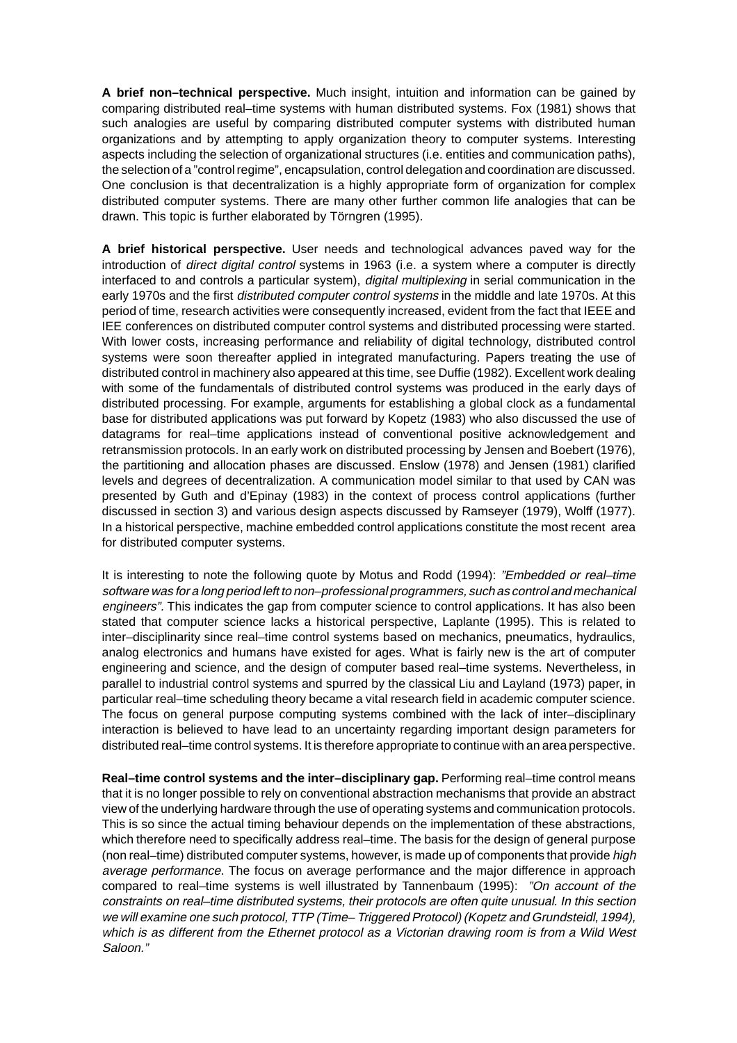**A brief non–technical perspective.** Much insight, intuition and information can be gained by comparing distributed real–time systems with human distributed systems. Fox (1981) shows that such analogies are useful by comparing distributed computer systems with distributed human organizations and by attempting to apply organization theory to computer systems. Interesting aspects including the selection of organizational structures (i.e. entities and communication paths), the selection of a "control regime", encapsulation, control delegation and coordination are discussed. One conclusion is that decentralization is a highly appropriate form of organization for complex distributed computer systems. There are many other further common life analogies that can be drawn. This topic is further elaborated by Törngren (1995).

**A brief historical perspective.** User needs and technological advances paved way for the introduction of *direct digital control* systems in 1963 (i.e. a system where a computer is directly interfaced to and controls a particular system), *digital multiplexing* in serial communication in the early 1970s and the first *distributed computer control systems* in the middle and late 1970s. At this period of time, research activities were consequently increased, evident from the fact that IEEE and IEE conferences on distributed computer control systems and distributed processing were started. With lower costs, increasing performance and reliability of digital technology, distributed control systems were soon thereafter applied in integrated manufacturing. Papers treating the use of distributed control in machinery also appeared at this time, see Duffie (1982). Excellent work dealing with some of the fundamentals of distributed control systems was produced in the early days of distributed processing. For example, arguments for establishing a global clock as a fundamental base for distributed applications was put forward by Kopetz (1983) who also discussed the use of datagrams for real–time applications instead of conventional positive acknowledgement and retransmission protocols. In an early work on distributed processing by Jensen and Boebert (1976), the partitioning and allocation phases are discussed. Enslow (1978) and Jensen (1981) clarified levels and degrees of decentralization. A communication model similar to that used by CAN was presented by Guth and d'Epinay (1983) in the context of process control applications (further discussed in section 3) and various design aspects discussed by Ramseyer (1979), Wolff (1977). In a historical perspective, machine embedded control applications constitute the most recent area for distributed computer systems.

It is interesting to note the following quote by Motus and Rodd (1994): *"Embedded or real–time software was for a long period left to non–professional programmers, such as control and mechanical engineers"*. This indicates the gap from computer science to control applications. It has also been stated that computer science lacks a historical perspective, Laplante (1995). This is related to inter–disciplinarity since real–time control systems based on mechanics, pneumatics, hydraulics, analog electronics and humans have existed for ages. What is fairly new is the art of computer engineering and science, and the design of computer based real–time systems. Nevertheless, in parallel to industrial control systems and spurred by the classical Liu and Layland (1973) paper, in particular real–time scheduling theory became a vital research field in academic computer science. The focus on general purpose computing systems combined with the lack of inter–disciplinary interaction is believed to have lead to an uncertainty regarding important design parameters for distributed real–time control systems. It is therefore appropriate to continue with an area perspective.

**Real–time control systems and the inter–disciplinary gap.** Performing real–time control means that it is no longer possible to rely on conventional abstraction mechanisms that provide an abstract view of the underlying hardware through the use of operating systems and communication protocols. This is so since the actual timing behaviour depends on the implementation of these abstractions, which therefore need to specifically address real–time. The basis for the design of general purpose (non real–time) distributed computer systems, however, is made up of components that provide *high average performance*. The focus on average performance and the major difference in approach compared to real–time systems is well illustrated by Tannenbaum (1995): *"On account of the constraints on real–time distributed systems, their protocols are often quite unusual. In this section we will examine one such protocol, TTP (Time– Triggered Protocol) (Kopetz and Grundsteidl, 1994), which is as different from the Ethernet protocol as a Victorian drawing room is from a Wild West Saloon."*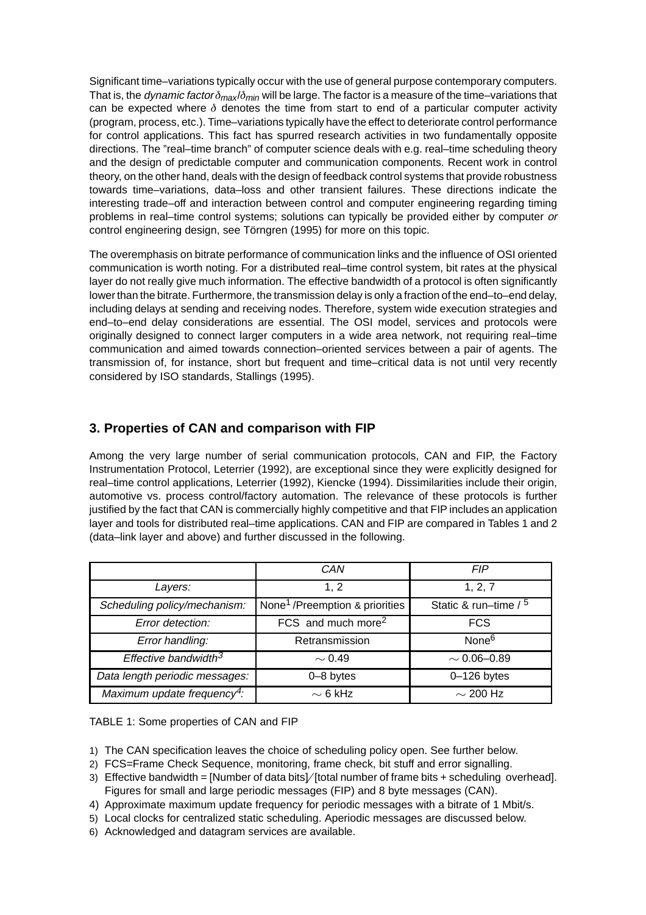Significant time–variations typically occur with the use of general purpose contemporary computers. That is, the *dynamic factor* $\delta_{max}/\delta_{min}$ will be large. The factor is a measure of the time–variations that can be expected where $\delta$ denotes the time from start to end of a particular computer activity (program, process, etc.). Time–variations typically have the effect to deteriorate control performance for control applications. This fact has spurred research activities in two fundamentally opposite directions. The "real–time branch" of computer science deals with e.g. real–time scheduling theory and the design of predictable computer and communication components. Recent work in control theory, on the other hand, deals with the design of feedback control systems that provide robustness towards time–variations, data–loss and other transient failures. These directions indicate the interesting trade–off and interaction between control and computer engineering regarding timing problems in real–time control systems; solutions can typically be provided either by computer *or* control engineering design, see Törngren (1995) for more on this topic.

The overemphasis on bitrate performance of communication links and the influence of OSI oriented communication is worth noting. For a distributed real–time control system, bit rates at the physical layer do not really give much information. The effective bandwidth of a protocol is often significantly lower than the bitrate. Furthermore, the transmission delay is only a fraction of the end–to–end delay, including delays at sending and receiving nodes. Therefore, system wide execution strategies and end–to–end delay considerations are essential. The OSI model, services and protocols were originally designed to connect larger computers in a wide area network, not requiring real–time communication and aimed towards connection–oriented services between a pair of agents. The transmission of, for instance, short but frequent and time–critical data is not until very recently considered by ISO standards, Stallings (1995).

## 3. Properties of CAN and comparison with FIP

Among the very large number of serial communication protocols, CAN and FIP, the Factory Instrumentation Protocol, Leterrier (1992), are exceptional since they were explicitly designed for real–time control applications, Leterrier (1992), Kiencke (1994). Dissimilarities include their origin, automotive vs. process control/factory automation. The relevance of these protocols is further justified by the fact that CAN is commercially highly competitive and that FIP includes an application layer and tools for distributed real–time applications. CAN and FIP are compared in Tables 1 and 2 (data–link layer and above) and further discussed in the following.

| | *CAN* | *FIP* |
|---|---|---|
| *Layers:* | 1, 2 | 1, 2, 7 |
| *Scheduling policy/mechanism:* | None[1] /Preemption & priorities | Static & run–time / [5] |
| *Error detection:* | FCS and much more[2] | FCS |
| *Error handling:* | Retransmission | None[6] |
| *Effective bandwidth[3]* | $\sim$ 0.49 | $\sim$ 0.06–0.89 |
| *Data length periodic messages:* | 0–8 bytes | 0–126 bytes |
| *Maximum update frequency[4]:* | $\sim$ 6 kHz | $\sim$ 200 Hz |

TABLE 1: Some properties of CAN and FIP

1) The CAN specification leaves the choice of scheduling policy open. See further below.
2) FCS=Frame Check Sequence, monitoring, frame check, bit stuff and error signalling.
3) Effective bandwidth = [Number of data bits] ⁄ [total number of frame bits + scheduling overhead]. Figures for small and large periodic messages (FIP) and 8 byte messages (CAN).
4) Approximate maximum update frequency for periodic messages with a bitrate of 1 Mbit/s.
5) Local clocks for centralized static scheduling. Aperiodic messages are discussed below.
6) Acknowledged and datagram services are available.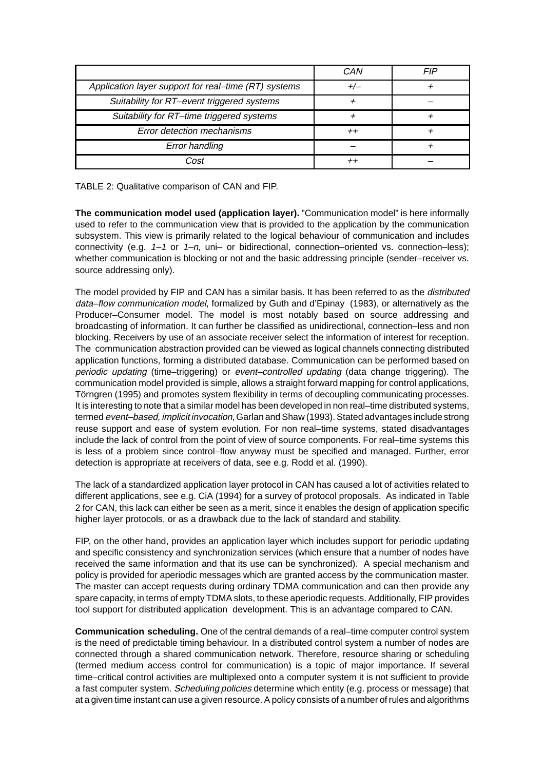| | *CAN* | *FIP* |
|---|---|---|
| *Application layer support for real–time (RT) systems* | *+/–* | *+* |
| *Suitability for RT–event triggered systems* | *+* | *–* |
| *Suitability for RT–time triggered systems* | *+* | *+* |
| *Error detection mechanisms* | *++* | *+* |
| *Error handling* | *–* | *+* |
| *Cost* | *++* | *–* |

TABLE 2: Qualitative comparison of CAN and FIP.

**The communication model used (application layer).** "Communication model" is here informally used to refer to the communication view that is provided to the application by the communication subsystem. This view is primarily related to the logical behaviour of communication and includes connectivity (e.g. *1–1* or *1–n*, uni– or bidirectional, connection–oriented vs. connection–less); whether communication is blocking or not and the basic addressing principle (sender–receiver vs. source addressing only).

The model provided by FIP and CAN has a similar basis. It has been referred to as the *distributed data–flow communication model*, formalized by Guth and d'Epinay (1983), or alternatively as the Producer–Consumer model. The model is most notably based on source addressing and broadcasting of information. It can further be classified as unidirectional, connection–less and non blocking. Receivers by use of an associate receiver select the information of interest for reception. The communication abstraction provided can be viewed as logical channels connecting distributed application functions, forming a distributed database. Communication can be performed based on *periodic updating* (time–triggering) or *event–controlled updating* (data change triggering). The communication model provided is simple, allows a straight forward mapping for control applications, Törngren (1995) and promotes system flexibility in terms of decoupling communicating processes. It is interesting to note that a similar model has been developed in non real–time distributed systems, termed *event–based, implicit invocation,* Garlan and Shaw (1993). Stated advantages include strong reuse support and ease of system evolution. For non real–time systems, stated disadvantages include the lack of control from the point of view of source components. For real–time systems this is less of a problem since control–flow anyway must be specified and managed. Further, error detection is appropriate at receivers of data, see e.g. Rodd et al. (1990).

The lack of a standardized application layer protocol in CAN has caused a lot of activities related to different applications, see e.g. CiA (1994) for a survey of protocol proposals. As indicated in Table 2 for CAN, this lack can either be seen as a merit, since it enables the design of application specific higher layer protocols, or as a drawback due to the lack of standard and stability.

FIP, on the other hand, provides an application layer which includes support for periodic updating and specific consistency and synchronization services (which ensure that a number of nodes have received the same information and that its use can be synchronized). A special mechanism and policy is provided for aperiodic messages which are granted access by the communication master. The master can accept requests during ordinary TDMA communication and can then provide any spare capacity, in terms of empty TDMA slots, to these aperiodic requests. Additionally, FIP provides tool support for distributed application development. This is an advantage compared to CAN.

**Communication scheduling.** One of the central demands of a real–time computer control system is the need of predictable timing behaviour. In a distributed control system a number of nodes are connected through a shared communication network. Therefore, resource sharing or scheduling (termed medium access control for communication) is a topic of major importance. If several time–critical control activities are multiplexed onto a computer system it is not sufficient to provide a fast computer system. *Scheduling policies* determine which entity (e.g. process or message) that at a given time instant can use a given resource. A policy consists of a number of rules and algorithms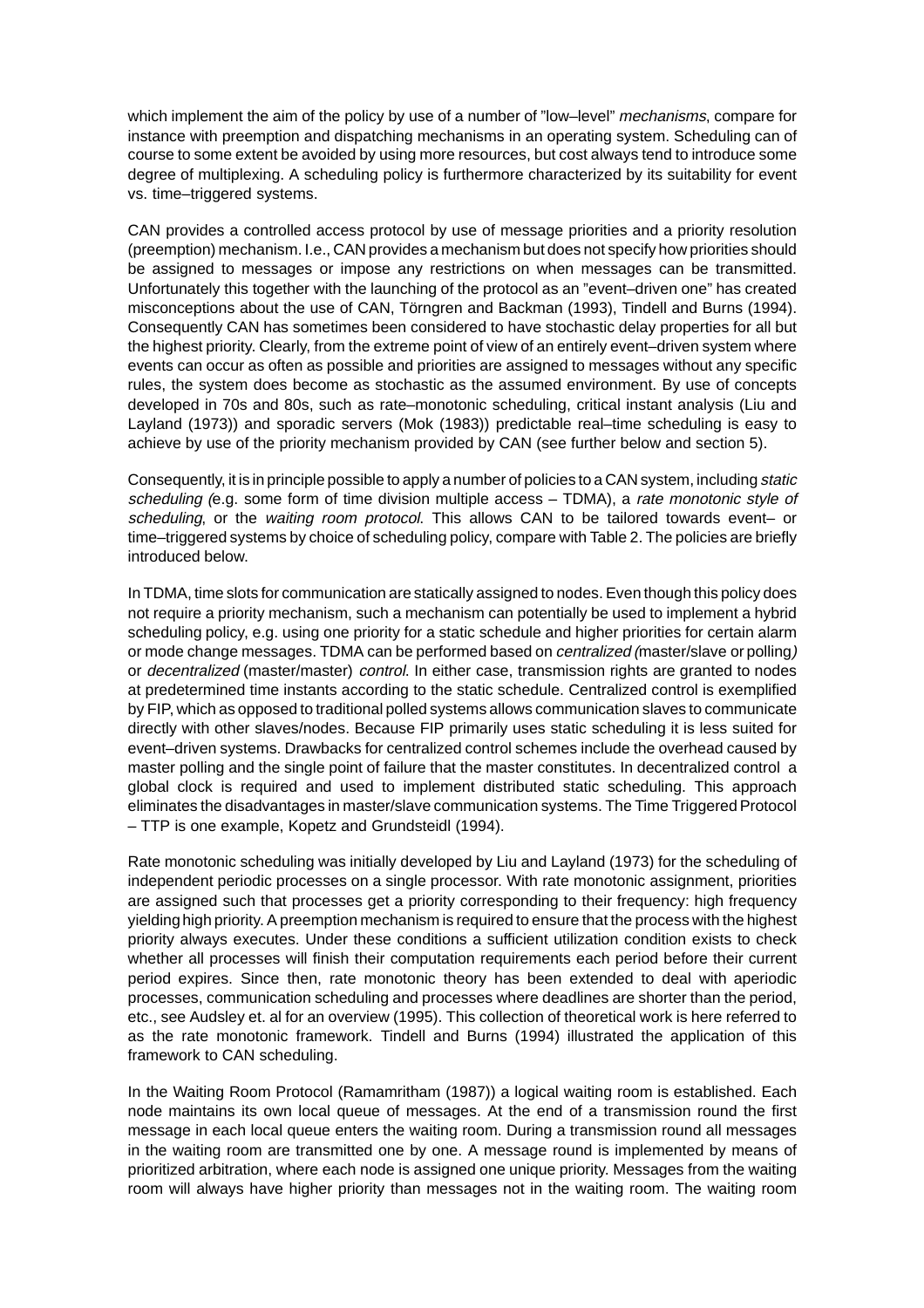which implement the aim of the policy by use of a number of "low–level" *mechanisms*, compare for instance with preemption and dispatching mechanisms in an operating system. Scheduling can of course to some extent be avoided by using more resources, but cost always tend to introduce some degree of multiplexing. A scheduling policy is furthermore characterized by its suitability for event vs. time–triggered systems.

CAN provides a controlled access protocol by use of message priorities and a priority resolution (preemption) mechanism. I.e., CAN provides a mechanism but does not specify how priorities should be assigned to messages or impose any restrictions on when messages can be transmitted. Unfortunately this together with the launching of the protocol as an "event–driven one" has created misconceptions about the use of CAN, Törngren and Backman (1993), Tindell and Burns (1994). Consequently CAN has sometimes been considered to have stochastic delay properties for all but the highest priority. Clearly, from the extreme point of view of an entirely event–driven system where events can occur as often as possible and priorities are assigned to messages without any specific rules, the system does become as stochastic as the assumed environment. By use of concepts developed in 70s and 80s, such as rate–monotonic scheduling, critical instant analysis (Liu and Layland (1973)) and sporadic servers (Mok (1983)) predictable real–time scheduling is easy to achieve by use of the priority mechanism provided by CAN (see further below and section 5).

Consequently, it is in principle possible to apply a number of policies to a CAN system, including *static scheduling (*e.g. some form of time division multiple access – TDMA), a *rate monotonic style of scheduling*, or the *waiting room protocol.* This allows CAN to be tailored towards event– or time–triggered systems by choice of scheduling policy, compare with Table 2. The policies are briefly introduced below.

In TDMA, time slots for communication are statically assigned to nodes. Even though this policy does not require a priority mechanism, such a mechanism can potentially be used to implement a hybrid scheduling policy, e.g. using one priority for a static schedule and higher priorities for certain alarm or mode change messages. TDMA can be performed based on *centralized (*master/slave or polling*)* or *decentralized* (master/master) *control.* In either case, transmission rights are granted to nodes at predetermined time instants according to the static schedule. Centralized control is exemplified by FIP, which as opposed to traditional polled systems allows communication slaves to communicate directly with other slaves/nodes. Because FIP primarily uses static scheduling it is less suited for event–driven systems. Drawbacks for centralized control schemes include the overhead caused by master polling and the single point of failure that the master constitutes. In decentralized control a global clock is required and used to implement distributed static scheduling. This approach eliminates the disadvantages in master/slave communication systems. The Time Triggered Protocol – TTP is one example, Kopetz and Grundsteidl (1994).

Rate monotonic scheduling was initially developed by Liu and Layland (1973) for the scheduling of independent periodic processes on a single processor. With rate monotonic assignment, priorities are assigned such that processes get a priority corresponding to their frequency: high frequency yielding high priority. A preemption mechanism is required to ensure that the process with the highest priority always executes. Under these conditions a sufficient utilization condition exists to check whether all processes will finish their computation requirements each period before their current period expires. Since then, rate monotonic theory has been extended to deal with aperiodic processes, communication scheduling and processes where deadlines are shorter than the period, etc., see Audsley et. al for an overview (1995). This collection of theoretical work is here referred to as the rate monotonic framework. Tindell and Burns (1994) illustrated the application of this framework to CAN scheduling.

In the Waiting Room Protocol (Ramamritham (1987)) a logical waiting room is established. Each node maintains its own local queue of messages. At the end of a transmission round the first message in each local queue enters the waiting room. During a transmission round all messages in the waiting room are transmitted one by one. A message round is implemented by means of prioritized arbitration, where each node is assigned one unique priority. Messages from the waiting room will always have higher priority than messages not in the waiting room. The waiting room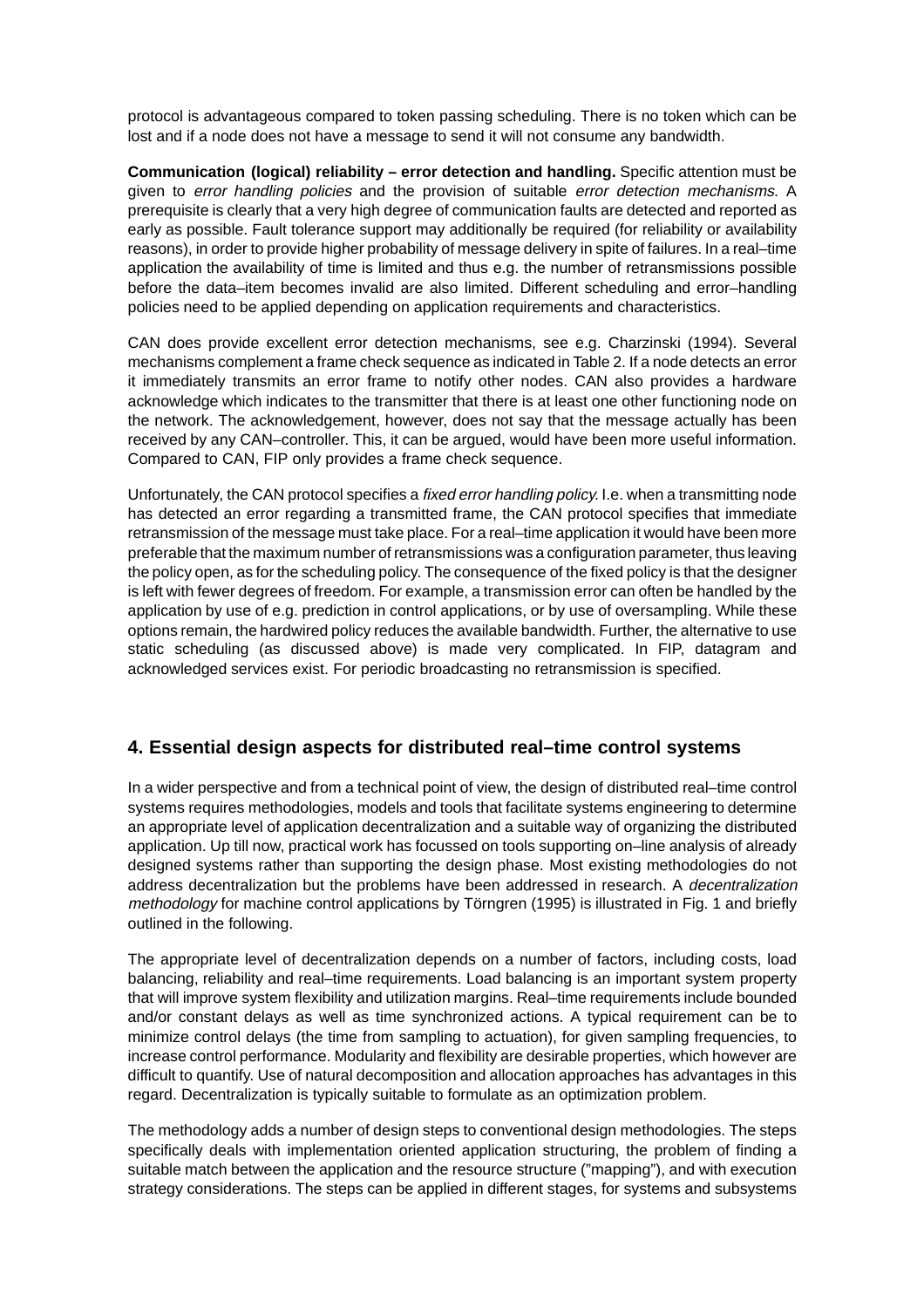protocol is advantageous compared to token passing scheduling. There is no token which can be lost and if a node does not have a message to send it will not consume any bandwidth.

**Communication (logical) reliability – error detection and handling.** Specific attention must be given to *error handling policies* and the provision of suitable *error detection mechanisms*. A prerequisite is clearly that a very high degree of communication faults are detected and reported as early as possible. Fault tolerance support may additionally be required (for reliability or availability reasons), in order to provide higher probability of message delivery in spite of failures. In a real–time application the availability of time is limited and thus e.g. the number of retransmissions possible before the data–item becomes invalid are also limited. Different scheduling and error–handling policies need to be applied depending on application requirements and characteristics.

CAN does provide excellent error detection mechanisms, see e.g. Charzinski (1994). Several mechanisms complement a frame check sequence as indicated in Table 2. If a node detects an error it immediately transmits an error frame to notify other nodes. CAN also provides a hardware acknowledge which indicates to the transmitter that there is at least one other functioning node on the network. The acknowledgement, however, does not say that the message actually has been received by any CAN–controller. This, it can be argued, would have been more useful information. Compared to CAN, FIP only provides a frame check sequence.

Unfortunately, the CAN protocol specifies a *fixed error handling policy*. I.e. when a transmitting node has detected an error regarding a transmitted frame, the CAN protocol specifies that immediate retransmission of the message must take place. For a real–time application it would have been more preferable that the maximum number of retransmissions was a configuration parameter, thus leaving the policy open, as for the scheduling policy. The consequence of the fixed policy is that the designer is left with fewer degrees of freedom. For example, a transmission error can often be handled by the application by use of e.g. prediction in control applications, or by use of oversampling. While these options remain, the hardwired policy reduces the available bandwidth. Further, the alternative to use static scheduling (as discussed above) is made very complicated. In FIP, datagram and acknowledged services exist. For periodic broadcasting no retransmission is specified.

## 4. Essential design aspects for distributed real–time control systems

In a wider perspective and from a technical point of view, the design of distributed real–time control systems requires methodologies, models and tools that facilitate systems engineering to determine an appropriate level of application decentralization and a suitable way of organizing the distributed application. Up till now, practical work has focussed on tools supporting on–line analysis of already designed systems rather than supporting the design phase. Most existing methodologies do not address decentralization but the problems have been addressed in research. A *decentralization methodology* for machine control applications by Törngren (1995) is illustrated in Fig. 1 and briefly outlined in the following.

The appropriate level of decentralization depends on a number of factors, including costs, load balancing, reliability and real–time requirements. Load balancing is an important system property that will improve system flexibility and utilization margins. Real–time requirements include bounded and/or constant delays as well as time synchronized actions. A typical requirement can be to minimize control delays (the time from sampling to actuation), for given sampling frequencies, to increase control performance. Modularity and flexibility are desirable properties, which however are difficult to quantify. Use of natural decomposition and allocation approaches has advantages in this regard. Decentralization is typically suitable to formulate as an optimization problem.

The methodology adds a number of design steps to conventional design methodologies. The steps specifically deals with implementation oriented application structuring, the problem of finding a suitable match between the application and the resource structure ("mapping"), and with execution strategy considerations. The steps can be applied in different stages, for systems and subsystems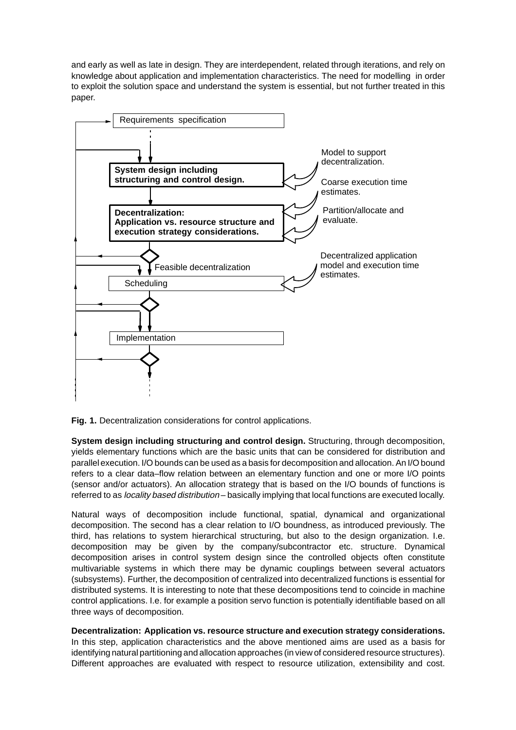and early as well as late in design. They are interdependent, related through iterations, and rely on knowledge about application and implementation characteristics. The need for modelling in order to exploit the solution space and understand the system is essential, but not further treated in this paper.

Requirements specification

**System design including structuring and control design.**

**Decentralization: Application vs. resource structure and execution strategy considerations.**

Feasible decentralization

Scheduling

Implementation

Model to support decentralization.

Coarse execution time estimates.

Partition/allocate and evaluate.

Decentralized application model and execution time estimates.

**Fig. 1.** Decentralization considerations for control applications.

**System design including structuring and control design.** Structuring, through decomposition, yields elementary functions which are the basic units that can be considered for distribution and parallel execution. I/O bounds can be used as a basis for decomposition and allocation. An I/O bound refers to a clear data–flow relation between an elementary function and one or more I/O points (sensor and/or actuators). An allocation strategy that is based on the I/O bounds of functions is referred to as *locality based distribution* – basically implying that local functions are executed locally.

Natural ways of decomposition include functional, spatial, dynamical and organizational decomposition. The second has a clear relation to I/O boundness, as introduced previously. The third, has relations to system hierarchical structuring, but also to the design organization. I.e. decomposition may be given by the company/subcontractor etc. structure. Dynamical decomposition arises in control system design since the controlled objects often constitute multivariable systems in which there may be dynamic couplings between several actuators (subsystems). Further, the decomposition of centralized into decentralized functions is essential for distributed systems. It is interesting to note that these decompositions tend to coincide in machine control applications. I.e. for example a position servo function is potentially identifiable based on all three ways of decomposition.

**Decentralization: Application vs. resource structure and execution strategy considerations.** In this step, application characteristics and the above mentioned aims are used as a basis for identifying natural partitioning and allocation approaches (in view of considered resource structures). Different approaches are evaluated with respect to resource utilization, extensibility and cost.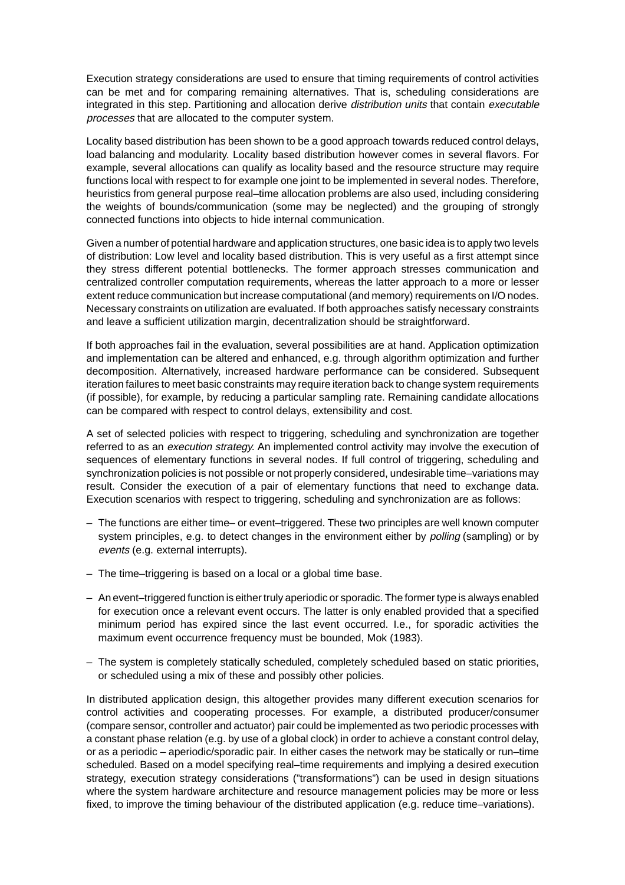Execution strategy considerations are used to ensure that timing requirements of control activities can be met and for comparing remaining alternatives. That is, scheduling considerations are integrated in this step. Partitioning and allocation derive *distribution units* that contain *executable processes* that are allocated to the computer system.

Locality based distribution has been shown to be a good approach towards reduced control delays, load balancing and modularity. Locality based distribution however comes in several flavors. For example, several allocations can qualify as locality based and the resource structure may require functions local with respect to for example one joint to be implemented in several nodes. Therefore, heuristics from general purpose real–time allocation problems are also used, including considering the weights of bounds/communication (some may be neglected) and the grouping of strongly connected functions into objects to hide internal communication.

Given a number of potential hardware and application structures, one basic idea is to apply two levels of distribution: Low level and locality based distribution. This is very useful as a first attempt since they stress different potential bottlenecks. The former approach stresses communication and centralized controller computation requirements, whereas the latter approach to a more or lesser extent reduce communication but increase computational (and memory) requirements on I/O nodes. Necessary constraints on utilization are evaluated. If both approaches satisfy necessary constraints and leave a sufficient utilization margin, decentralization should be straightforward.

If both approaches fail in the evaluation, several possibilities are at hand. Application optimization and implementation can be altered and enhanced, e.g. through algorithm optimization and further decomposition. Alternatively, increased hardware performance can be considered. Subsequent iteration failures to meet basic constraints may require iteration back to change system requirements (if possible), for example, by reducing a particular sampling rate. Remaining candidate allocations can be compared with respect to control delays, extensibility and cost.

A set of selected policies with respect to triggering, scheduling and synchronization are together referred to as an *execution strategy.* An implemented control activity may involve the execution of sequences of elementary functions in several nodes. If full control of triggering, scheduling and synchronization policies is not possible or not properly considered, undesirable time–variations may result. Consider the execution of a pair of elementary functions that need to exchange data. Execution scenarios with respect to triggering, scheduling and synchronization are as follows:

- The functions are either time– or event–triggered. These two principles are well known computer system principles, e.g. to detect changes in the environment either by *polling* (sampling) or by *events* (e.g. external interrupts).
- The time–triggering is based on a local or a global time base.
- An event–triggered function is either truly aperiodic or sporadic. The former type is always enabled for execution once a relevant event occurs. The latter is only enabled provided that a specified minimum period has expired since the last event occurred. I.e., for sporadic activities the maximum event occurrence frequency must be bounded, Mok (1983).
- The system is completely statically scheduled, completely scheduled based on static priorities, or scheduled using a mix of these and possibly other policies.

In distributed application design, this altogether provides many different execution scenarios for control activities and cooperating processes. For example, a distributed producer/consumer (compare sensor, controller and actuator) pair could be implemented as two periodic processes with a constant phase relation (e.g. by use of a global clock) in order to achieve a constant control delay, or as a periodic – aperiodic/sporadic pair. In either cases the network may be statically or run–time scheduled. Based on a model specifying real–time requirements and implying a desired execution strategy, execution strategy considerations ("transformations") can be used in design situations where the system hardware architecture and resource management policies may be more or less fixed, to improve the timing behaviour of the distributed application (e.g. reduce time–variations).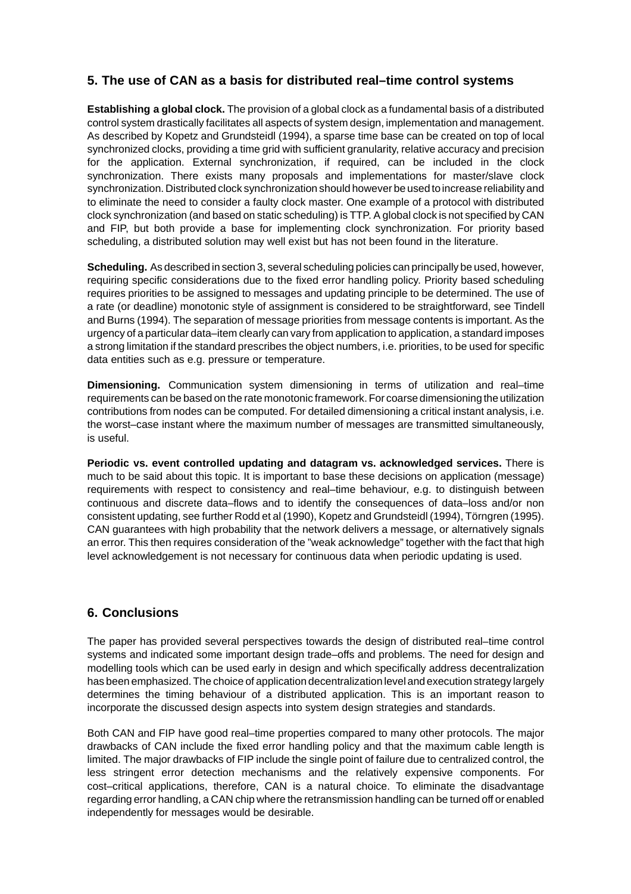## 5. The use of CAN as a basis for distributed real–time control systems

**Establishing a global clock.** The provision of a global clock as a fundamental basis of a distributed control system drastically facilitates all aspects of system design, implementation and management. As described by Kopetz and Grundsteidl (1994), a sparse time base can be created on top of local synchronized clocks, providing a time grid with sufficient granularity, relative accuracy and precision for the application. External synchronization, if required, can be included in the clock synchronization. There exists many proposals and implementations for master/slave clock synchronization. Distributed clock synchronization should however be used to increase reliability and to eliminate the need to consider a faulty clock master. One example of a protocol with distributed clock synchronization (and based on static scheduling) is TTP. A global clock is not specified by CAN and FIP, but both provide a base for implementing clock synchronization. For priority based scheduling, a distributed solution may well exist but has not been found in the literature.

**Scheduling.** As described in section 3, several scheduling policies can principally be used, however, requiring specific considerations due to the fixed error handling policy. Priority based scheduling requires priorities to be assigned to messages and updating principle to be determined. The use of a rate (or deadline) monotonic style of assignment is considered to be straightforward, see Tindell and Burns (1994). The separation of message priorities from message contents is important. As the urgency of a particular data–item clearly can vary from application to application, a standard imposes a strong limitation if the standard prescribes the object numbers, i.e. priorities, to be used for specific data entities such as e.g. pressure or temperature.

**Dimensioning.** Communication system dimensioning in terms of utilization and real–time requirements can be based on the rate monotonic framework. For coarse dimensioning the utilization contributions from nodes can be computed. For detailed dimensioning a critical instant analysis, i.e. the worst–case instant where the maximum number of messages are transmitted simultaneously, is useful.

**Periodic vs. event controlled updating and datagram vs. acknowledged services.** There is much to be said about this topic. It is important to base these decisions on application (message) requirements with respect to consistency and real–time behaviour, e.g. to distinguish between continuous and discrete data–flows and to identify the consequences of data–loss and/or non consistent updating, see further Rodd et al (1990), Kopetz and Grundsteidl (1994), Törngren (1995). CAN guarantees with high probability that the network delivers a message, or alternatively signals an error. This then requires consideration of the "weak acknowledge" together with the fact that high level acknowledgement is not necessary for continuous data when periodic updating is used.

## 6. Conclusions

The paper has provided several perspectives towards the design of distributed real–time control systems and indicated some important design trade–offs and problems. The need for design and modelling tools which can be used early in design and which specifically address decentralization has been emphasized. The choice of application decentralization level and execution strategy largely determines the timing behaviour of a distributed application. This is an important reason to incorporate the discussed design aspects into system design strategies and standards.

Both CAN and FIP have good real–time properties compared to many other protocols. The major drawbacks of CAN include the fixed error handling policy and that the maximum cable length is limited. The major drawbacks of FIP include the single point of failure due to centralized control, the less stringent error detection mechanisms and the relatively expensive components. For cost–critical applications, therefore, CAN is a natural choice. To eliminate the disadvantage regarding error handling, a CAN chip where the retransmission handling can be turned off or enabled independently for messages would be desirable.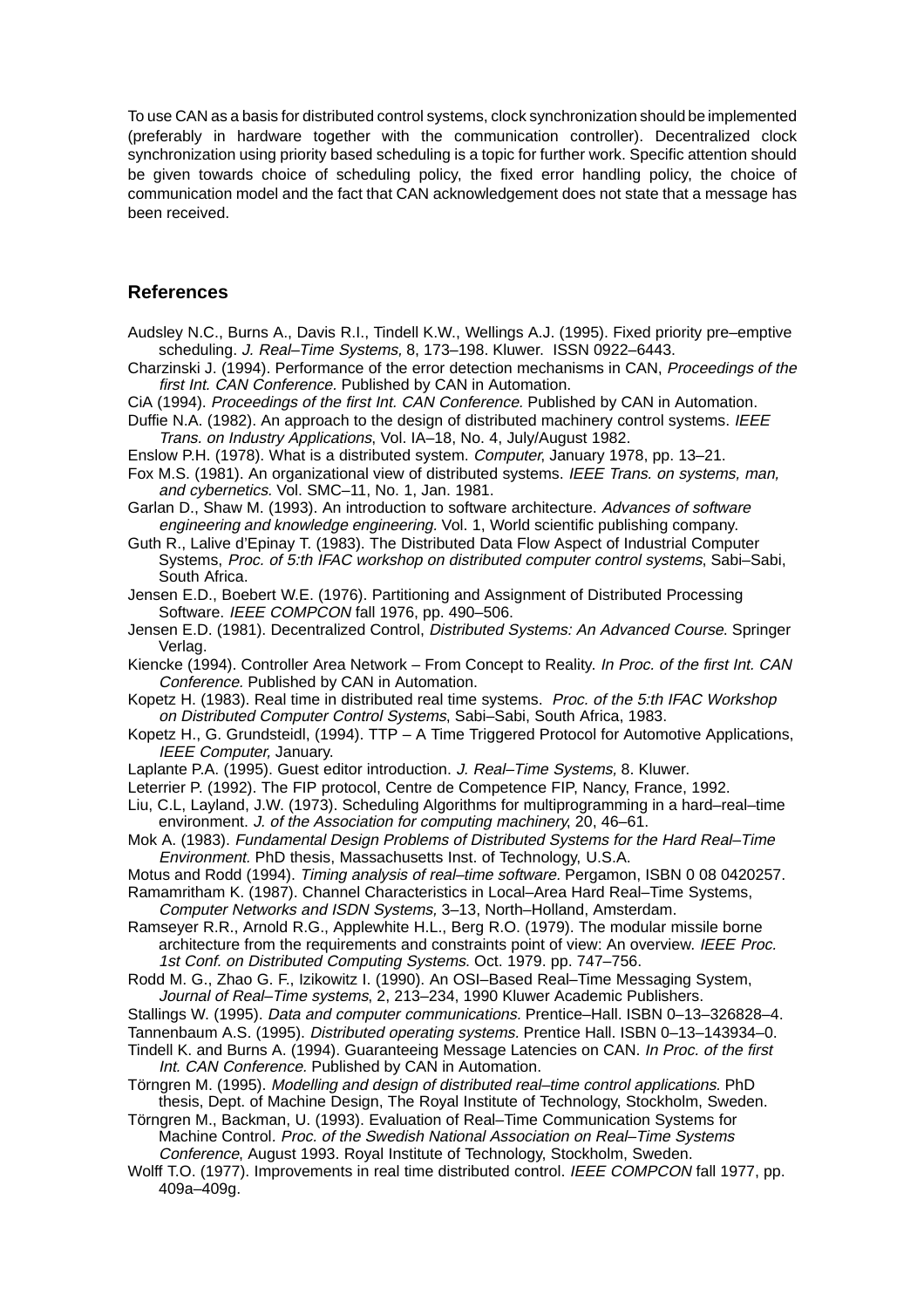To use CAN as a basis for distributed control systems, clock synchronization should be implemented (preferably in hardware together with the communication controller). Decentralized clock synchronization using priority based scheduling is a topic for further work. Specific attention should be given towards choice of scheduling policy, the fixed error handling policy, the choice of communication model and the fact that CAN acknowledgement does not state that a message has been received.

## References

Audsley N.C., Burns A., Davis R.I., Tindell K.W., Wellings A.J. (1995). Fixed priority pre–emptive scheduling. *J. Real–Time Systems,* 8, 173–198. Kluwer. ISSN 0922–6443.

Charzinski J. (1994). Performance of the error detection mechanisms in CAN, *Proceedings of the first Int. CAN Conference.* Published by CAN in Automation.

CiA (1994). *Proceedings of the first Int. CAN Conference.* Published by CAN in Automation.

Duffie N.A. (1982). An approach to the design of distributed machinery control systems. *IEEE Trans. on Industry Applications*, Vol. IA–18, No. 4, July/August 1982.

Enslow P.H. (1978). What is a distributed system. *Computer*, January 1978, pp. 13–21.

Fox M.S. (1981). An organizational view of distributed systems. *IEEE Trans. on systems, man, and cybernetics.* Vol. SMC–11, No. 1, Jan. 1981.

Garlan D., Shaw M. (1993). An introduction to software architecture. *Advances of software engineering and knowledge engineering.* Vol. 1, World scientific publishing company.

Guth R., Lalive d'Epinay T. (1983). The Distributed Data Flow Aspect of Industrial Computer Systems, *Proc. of 5:th IFAC workshop on distributed computer control systems*, Sabi–Sabi, South Africa.

Jensen E.D., Boebert W.E. (1976). Partitioning and Assignment of Distributed Processing Software. *IEEE COMPCON* fall 1976, pp. 490–506.

Jensen E.D. (1981). Decentralized Control, *Distributed Systems: An Advanced Course*. Springer Verlag.

Kiencke (1994). Controller Area Network – From Concept to Reality. *In Proc. of the first Int. CAN Conference.* Published by CAN in Automation.

Kopetz H. (1983). Real time in distributed real time systems. *Proc. of the 5:th IFAC Workshop on Distributed Computer Control Systems*, Sabi–Sabi, South Africa, 1983.

Kopetz H., G. Grundsteidl, (1994). TTP – A Time Triggered Protocol for Automotive Applications, *IEEE Computer,* January.

Laplante P.A. (1995). Guest editor introduction. *J. Real–Time Systems,* 8. Kluwer.

Leterrier P. (1992). The FIP protocol, Centre de Competence FIP, Nancy, France, 1992.

Liu, C.L, Layland, J.W. (1973). Scheduling Algorithms for multiprogramming in a hard–real–time environment. *J. of the Association for computing machinery*, 20, 46–61.

Mok A. (1983). *Fundamental Design Problems of Distributed Systems for the Hard Real–Time Environment.* PhD thesis, Massachusetts Inst. of Technology, U.S.A.

Motus and Rodd (1994). *Timing analysis of real–time software.* Pergamon, ISBN 0 08 0420257.

Ramamritham K. (1987). Channel Characteristics in Local–Area Hard Real–Time Systems, *Computer Networks and ISDN Systems,* 3–13, North–Holland, Amsterdam.

Ramseyer R.R., Arnold R.G., Applewhite H.L., Berg R.O. (1979). The modular missile borne architecture from the requirements and constraints point of view: An overview. *IEEE Proc. 1st Conf. on Distributed Computing Systems.* Oct. 1979. pp. 747–756.

Rodd M. G., Zhao G. F., Izikowitz I. (1990). An OSI–Based Real–Time Messaging System, *Journal of Real–Time systems*, 2, 213–234, 1990 Kluwer Academic Publishers.

Stallings W. (1995). *Data and computer communications.* Prentice–Hall. ISBN 0–13–326828–4.

Tannenbaum A.S. (1995). *Distributed operating systems.* Prentice Hall. ISBN 0–13–143934–0.

Tindell K. and Burns A. (1994). Guaranteeing Message Latencies on CAN. *In Proc. of the first Int. CAN Conference.* Published by CAN in Automation.

Törngren M. (1995). *Modelling and design of distributed real–time control applications.* PhD thesis, Dept. of Machine Design, The Royal Institute of Technology, Stockholm, Sweden.

Törngren M., Backman, U. (1993). Evaluation of Real–Time Communication Systems for Machine Control. *Proc. of the Swedish National Association on Real–Time Systems Conference*, August 1993. Royal Institute of Technology, Stockholm, Sweden.

Wolff T.O. (1977). Improvements in real time distributed control. *IEEE COMPCON* fall 1977, pp. 409a–409g.